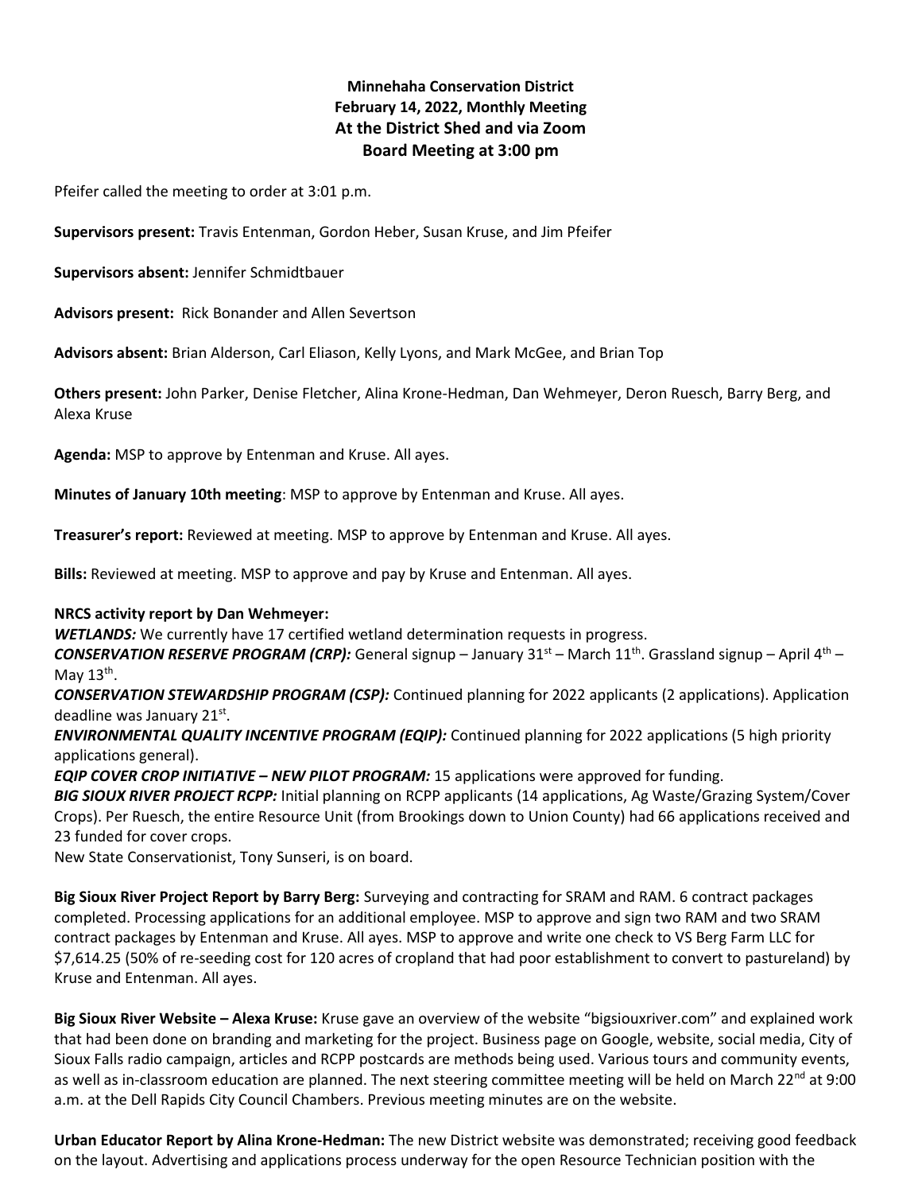**Minnehaha Conservation District**
**February 14, 2022, Monthly Meeting**
**At the District Shed and via Zoom**
**Board Meeting at 3:00 pm**

Pfeifer called the meeting to order at 3:01 p.m.

**Supervisors present:** Travis Entenman, Gordon Heber, Susan Kruse, and Jim Pfeifer

**Supervisors absent:** Jennifer Schmidtbauer

**Advisors present:** Rick Bonander and Allen Severtson

**Advisors absent:** Brian Alderson, Carl Eliason, Kelly Lyons, and Mark McGee, and Brian Top

**Others present:** John Parker, Denise Fletcher, Alina Krone-Hedman, Dan Wehmeyer, Deron Ruesch, Barry Berg, and Alexa Kruse

**Agenda:** MSP to approve by Entenman and Kruse. All ayes.

**Minutes of January 10th meeting**: MSP to approve by Entenman and Kruse. All ayes.

**Treasurer's report:** Reviewed at meeting. MSP to approve by Entenman and Kruse. All ayes.

**Bills:** Reviewed at meeting. MSP to approve and pay by Kruse and Entenman. All ayes.

**NRCS activity report by Dan Wehmeyer:**
***WETLANDS:*** We currently have 17 certified wetland determination requests in progress.
***CONSERVATION RESERVE PROGRAM (CRP):*** General signup – January 31st – March 11th. Grassland signup – April 4th – May 13th.
***CONSERVATION STEWARDSHIP PROGRAM (CSP):*** Continued planning for 2022 applicants (2 applications). Application deadline was January 21st.
***ENVIRONMENTAL QUALITY INCENTIVE PROGRAM (EQIP):*** Continued planning for 2022 applications (5 high priority applications general).
***EQIP COVER CROP INITIATIVE – NEW PILOT PROGRAM:*** 15 applications were approved for funding.
***BIG SIOUX RIVER PROJECT RCPP:*** Initial planning on RCPP applicants (14 applications, Ag Waste/Grazing System/Cover Crops). Per Ruesch, the entire Resource Unit (from Brookings down to Union County) had 66 applications received and 23 funded for cover crops.
New State Conservationist, Tony Sunseri, is on board.

**Big Sioux River Project Report by Barry Berg:** Surveying and contracting for SRAM and RAM. 6 contract packages completed. Processing applications for an additional employee. MSP to approve and sign two RAM and two SRAM contract packages by Entenman and Kruse. All ayes. MSP to approve and write one check to VS Berg Farm LLC for $7,614.25 (50% of re-seeding cost for 120 acres of cropland that had poor establishment to convert to pastureland) by Kruse and Entenman. All ayes.

**Big Sioux River Website – Alexa Kruse:** Kruse gave an overview of the website "bigsiouxriver.com" and explained work that had been done on branding and marketing for the project. Business page on Google, website, social media, City of Sioux Falls radio campaign, articles and RCPP postcards are methods being used. Various tours and community events, as well as in-classroom education are planned. The next steering committee meeting will be held on March 22nd at 9:00 a.m. at the Dell Rapids City Council Chambers. Previous meeting minutes are on the website.

**Urban Educator Report by Alina Krone-Hedman:** The new District website was demonstrated; receiving good feedback on the layout. Advertising and applications process underway for the open Resource Technician position with the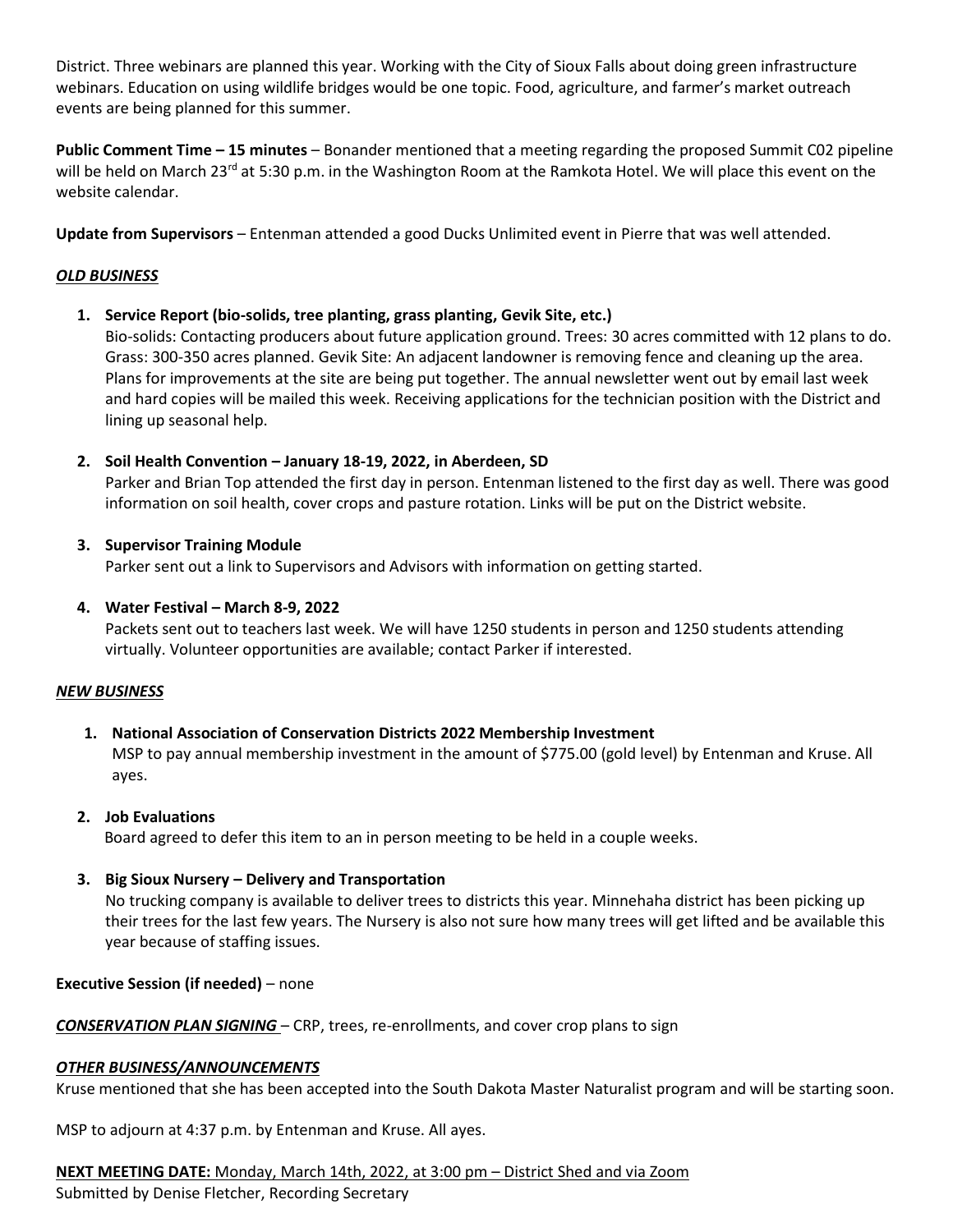District. Three webinars are planned this year. Working with the City of Sioux Falls about doing green infrastructure webinars. Education on using wildlife bridges would be one topic. Food, agriculture, and farmer's market outreach events are being planned for this summer.

**Public Comment Time – 15 minutes** – Bonander mentioned that a meeting regarding the proposed Summit C02 pipeline will be held on March 23rd at 5:30 p.m. in the Washington Room at the Ramkota Hotel. We will place this event on the website calendar.

**Update from Supervisors** – Entenman attended a good Ducks Unlimited event in Pierre that was well attended.

***OLD BUSINESS***

1. **Service Report (bio-solids, tree planting, grass planting, Gevik Site, etc.)**
   Bio-solids: Contacting producers about future application ground. Trees: 30 acres committed with 12 plans to do. Grass: 300-350 acres planned. Gevik Site: An adjacent landowner is removing fence and cleaning up the area. Plans for improvements at the site are being put together. The annual newsletter went out by email last week and hard copies will be mailed this week. Receiving applications for the technician position with the District and lining up seasonal help.

2. **Soil Health Convention – January 18-19, 2022, in Aberdeen, SD**
   Parker and Brian Top attended the first day in person. Entenman listened to the first day as well. There was good information on soil health, cover crops and pasture rotation. Links will be put on the District website.

3. **Supervisor Training Module**
   Parker sent out a link to Supervisors and Advisors with information on getting started.

4. **Water Festival – March 8-9, 2022**
   Packets sent out to teachers last week. We will have 1250 students in person and 1250 students attending virtually. Volunteer opportunities are available; contact Parker if interested.

***NEW BUSINESS***

1. **National Association of Conservation Districts 2022 Membership Investment**
   MSP to pay annual membership investment in the amount of $775.00 (gold level) by Entenman and Kruse. All ayes.

2. **Job Evaluations**
   Board agreed to defer this item to an in person meeting to be held in a couple weeks.

3. **Big Sioux Nursery – Delivery and Transportation**
   No trucking company is available to deliver trees to districts this year. Minnehaha district has been picking up their trees for the last few years. The Nursery is also not sure how many trees will get lifted and be available this year because of staffing issues.

**Executive Session (if needed)** – none

***CONSERVATION PLAN SIGNING*** – CRP, trees, re-enrollments, and cover crop plans to sign

***OTHER BUSINESS/ANNOUNCEMENTS***

Kruse mentioned that she has been accepted into the South Dakota Master Naturalist program and will be starting soon.

MSP to adjourn at 4:37 p.m. by Entenman and Kruse. All ayes.

**NEXT MEETING DATE:** Monday, March 14th, 2022, at 3:00 pm – District Shed and via Zoom

Submitted by Denise Fletcher, Recording Secretary